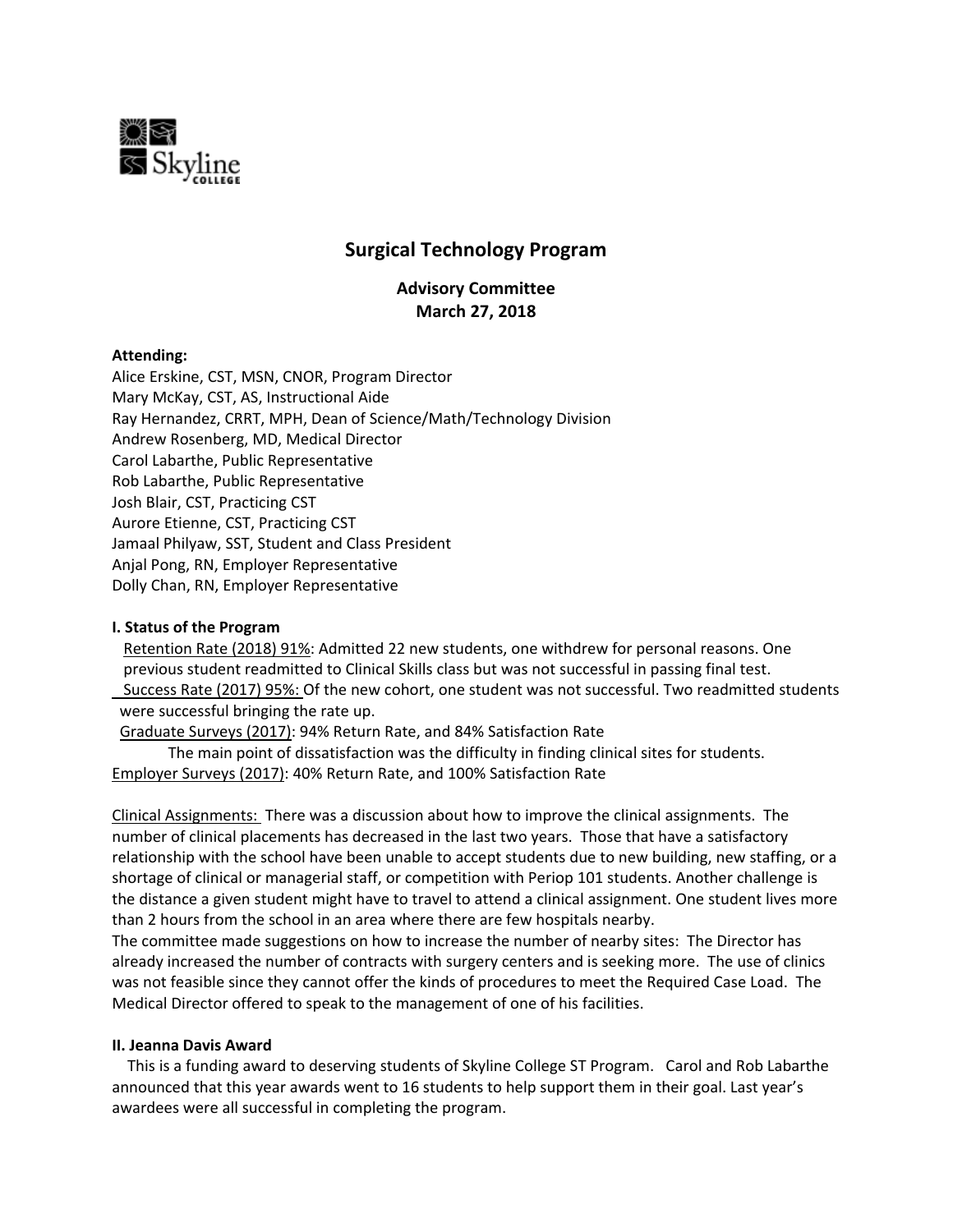Skyline College

# Surgical Technology Program

## Advisory Committee
## March 27, 2018

**Attending:**
Alice Erskine, CST, MSN, CNOR, Program Director
Mary McKay, CST, AS, Instructional Aide
Ray Hernandez, CRRT, MPH, Dean of Science/Math/Technology Division
Andrew Rosenberg, MD, Medical Director
Carol Labarthe, Public Representative
Rob Labarthe, Public Representative
Josh Blair, CST, Practicing CST
Aurore Etienne, CST, Practicing CST
Jamaal Philyaw, SST, Student and Class President
Anjal Pong, RN, Employer Representative
Dolly Chan, RN, Employer Representative

### I. Status of the Program

Retention Rate (2018) 91%: Admitted 22 new students, one withdrew for personal reasons. One previous student readmitted to Clinical Skills class but was not successful in passing final test.

Success Rate (2017) 95%: Of the new cohort, one student was not successful. Two readmitted students were successful bringing the rate up.

Graduate Surveys (2017): 94% Return Rate, and 84% Satisfaction Rate

The main point of dissatisfaction was the difficulty in finding clinical sites for students.

Employer Surveys (2017): 40% Return Rate, and 100% Satisfaction Rate

Clinical Assignments: There was a discussion about how to improve the clinical assignments. The number of clinical placements has decreased in the last two years. Those that have a satisfactory relationship with the school have been unable to accept students due to new building, new staffing, or a shortage of clinical or managerial staff, or competition with Periop 101 students. Another challenge is the distance a given student might have to travel to attend a clinical assignment. One student lives more than 2 hours from the school in an area where there are few hospitals nearby.

The committee made suggestions on how to increase the number of nearby sites: The Director has already increased the number of contracts with surgery centers and is seeking more. The use of clinics was not feasible since they cannot offer the kinds of procedures to meet the Required Case Load. The Medical Director offered to speak to the management of one of his facilities.

### II. Jeanna Davis Award

This is a funding award to deserving students of Skyline College ST Program. Carol and Rob Labarthe announced that this year awards went to 16 students to help support them in their goal. Last year's awardees were all successful in completing the program.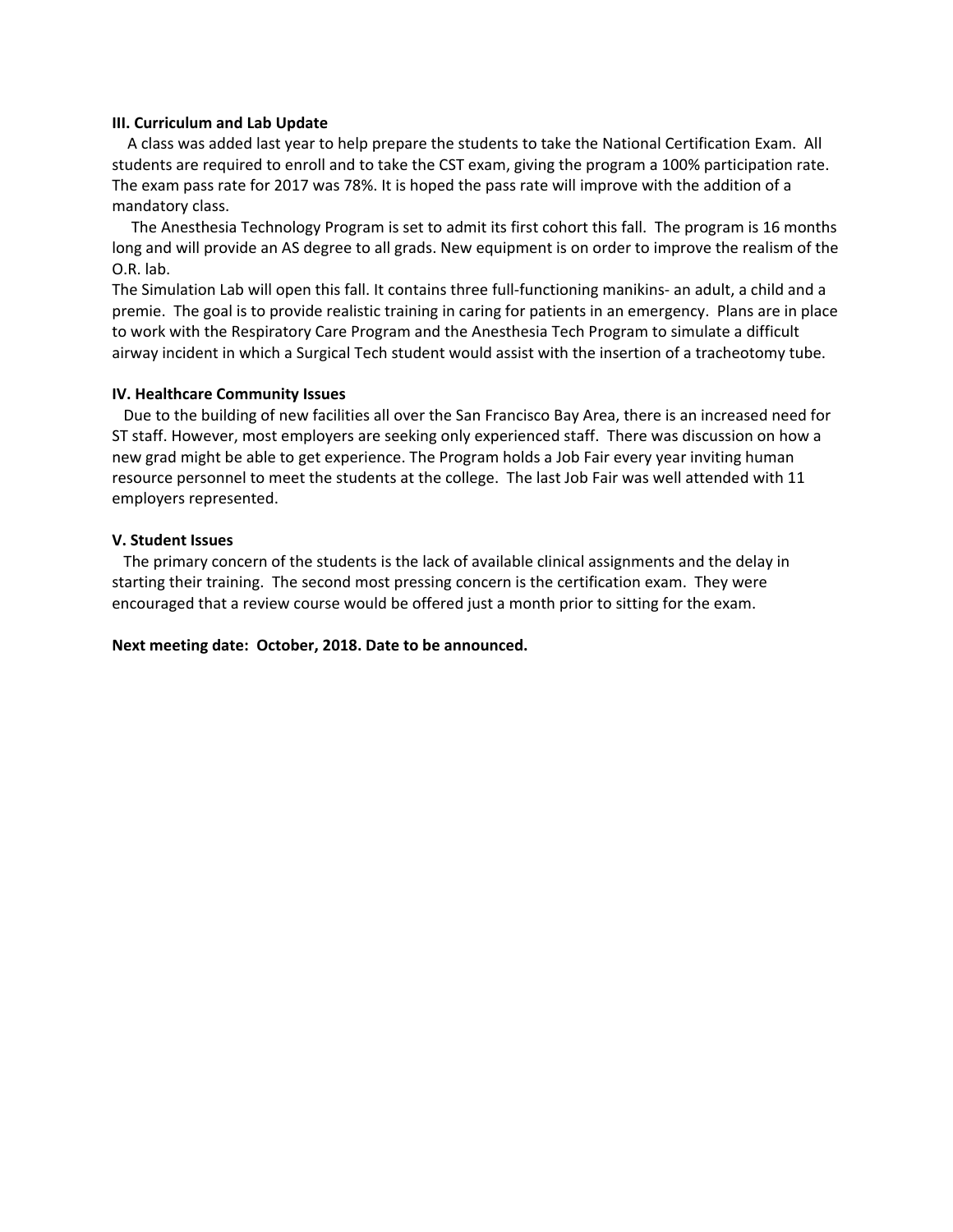**III. Curriculum and Lab Update**

A class was added last year to help prepare the students to take the National Certification Exam. All students are required to enroll and to take the CST exam, giving the program a 100% participation rate. The exam pass rate for 2017 was 78%. It is hoped the pass rate will improve with the addition of a mandatory class.

The Anesthesia Technology Program is set to admit its first cohort this fall. The program is 16 months long and will provide an AS degree to all grads. New equipment is on order to improve the realism of the O.R. lab.

The Simulation Lab will open this fall. It contains three full-functioning manikins- an adult, a child and a premie. The goal is to provide realistic training in caring for patients in an emergency. Plans are in place to work with the Respiratory Care Program and the Anesthesia Tech Program to simulate a difficult airway incident in which a Surgical Tech student would assist with the insertion of a tracheotomy tube.

**IV. Healthcare Community Issues**

Due to the building of new facilities all over the San Francisco Bay Area, there is an increased need for ST staff. However, most employers are seeking only experienced staff. There was discussion on how a new grad might be able to get experience. The Program holds a Job Fair every year inviting human resource personnel to meet the students at the college. The last Job Fair was well attended with 11 employers represented.

**V. Student Issues**

The primary concern of the students is the lack of available clinical assignments and the delay in starting their training. The second most pressing concern is the certification exam. They were encouraged that a review course would be offered just a month prior to sitting for the exam.

**Next meeting date: October, 2018. Date to be announced.**